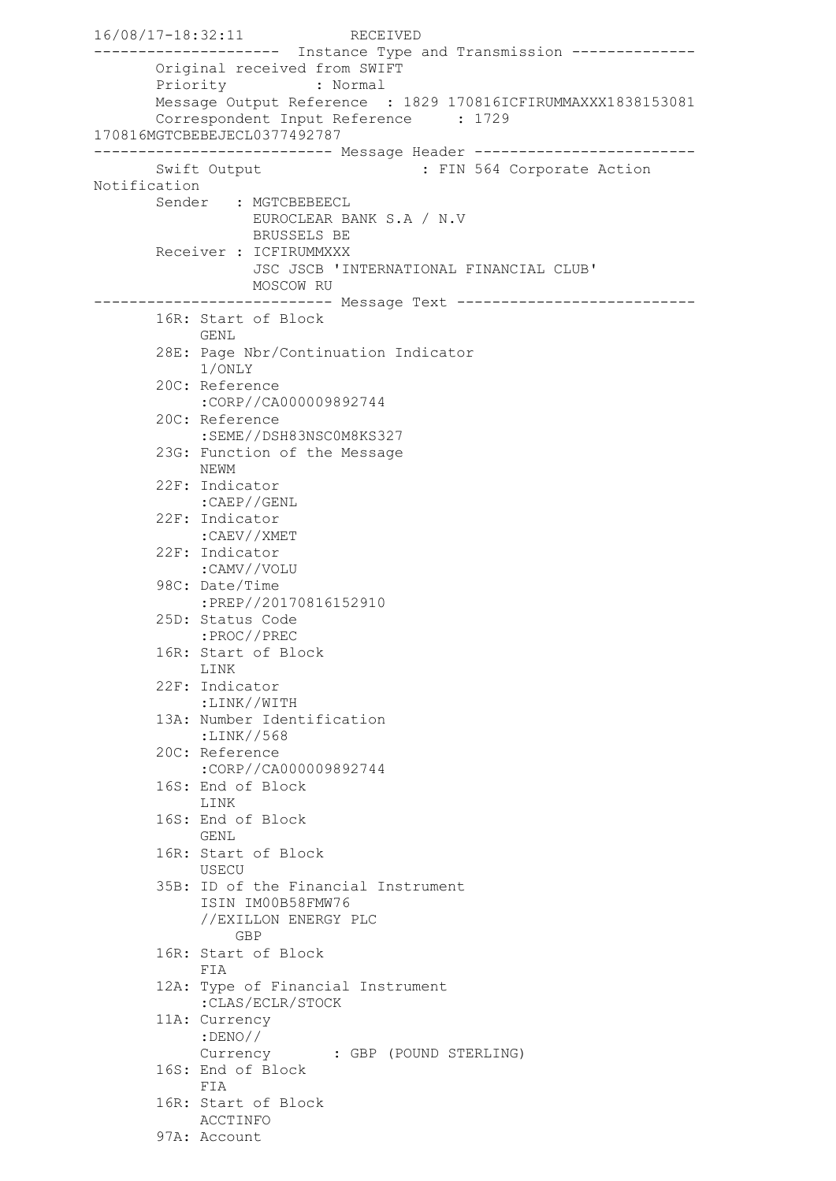```
16/08/17-18:32:11            RECEIVED
---------------------  Instance Type and Transmission --------------
       Original received from SWIFT
       Priority          : Normal
       Message Output Reference  : 1829 170816ICFIRUMMAXXX1838153081
       Correspondent Input Reference     : 1729
170816MGTCBEBEJECL0377492787
--------------------------- Message Header -------------------------
       Swift Output                   : FIN 564 Corporate Action
Notification
       Sender   : MGTCBEBEECL
                  EUROCLEAR BANK S.A / N.V
                  BRUSSELS BE
       Receiver : ICFIRUMMXXX
                  JSC JSCB 'INTERNATIONAL FINANCIAL CLUB'
                  MOSCOW RU
--------------------------- Message Text ---------------------------
       16R: Start of Block
            GENL
       28E: Page Nbr/Continuation Indicator
            1/ONLY
       20C: Reference
            :CORP//CA000009892744
       20C: Reference
            :SEME//DSH83NSC0M8KS327
       23G: Function of the Message
            NEWM
       22F: Indicator
            :CAEP//GENL
       22F: Indicator
            :CAEV//XMET
       22F: Indicator
            :CAMV//VOLU
       98C: Date/Time
            :PREP//20170816152910
       25D: Status Code
            :PROC//PREC
       16R: Start of Block
            LINK
       22F: Indicator
            :LINK//WITH
       13A: Number Identification
            :LINK//568
       20C: Reference
            :CORP//CA000009892744
       16S: End of Block
            LINK
       16S: End of Block
            GENL
       16R: Start of Block
            USECU
       35B: ID of the Financial Instrument
            ISIN IM00B58FMW76
            //EXILLON ENERGY PLC
               GBP
       16R: Start of Block
            FIA
       12A: Type of Financial Instrument
            :CLAS/ECLR/STOCK
       11A: Currency
            :DENO//
            Currency       : GBP (POUND STERLING)
       16S: End of Block
            FIA
       16R: Start of Block
            ACCTINFO
       97A: Account
```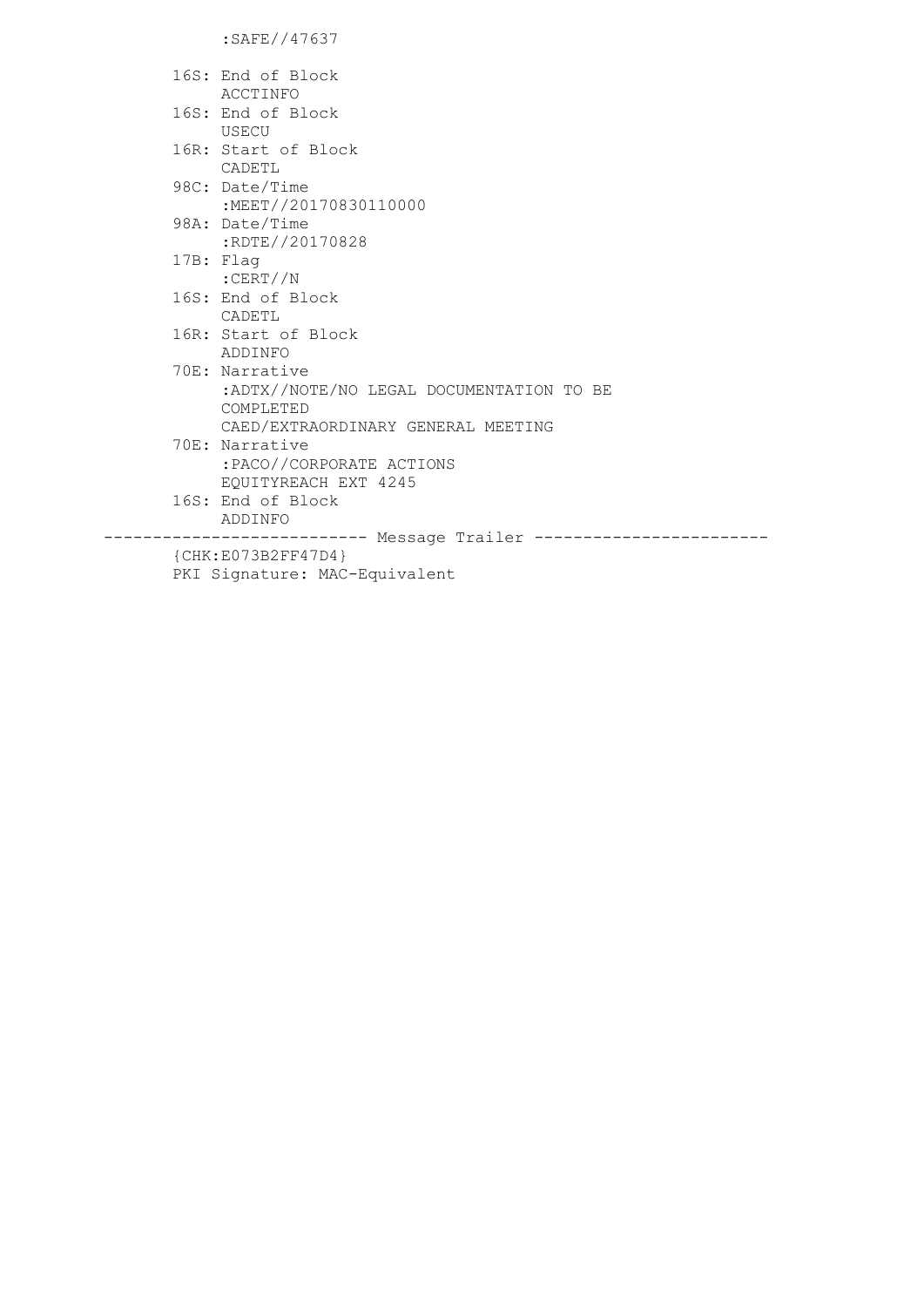```
          :SAFE//47637

      16S: End of Block
           ACCTINFO
      16S: End of Block
           USECU
      16R: Start of Block
           CADETL
      98C: Date/Time
           :MEET//20170830110000
      98A: Date/Time
           :RDTE//20170828
      17B: Flag
           :CERT//N
      16S: End of Block
           CADETL
      16R: Start of Block
           ADDINFO
      70E: Narrative
           :ADTX//NOTE/NO LEGAL DOCUMENTATION TO BE
           COMPLETED
           CAED/EXTRAORDINARY GENERAL MEETING
      70E: Narrative
           :PACO//CORPORATE ACTIONS
           EQUITYREACH EXT 4245
      16S: End of Block
           ADDINFO
--------------------------- Message Trailer ------------------------
      {CHK:E073B2FF47D4}
      PKI Signature: MAC-Equivalent
```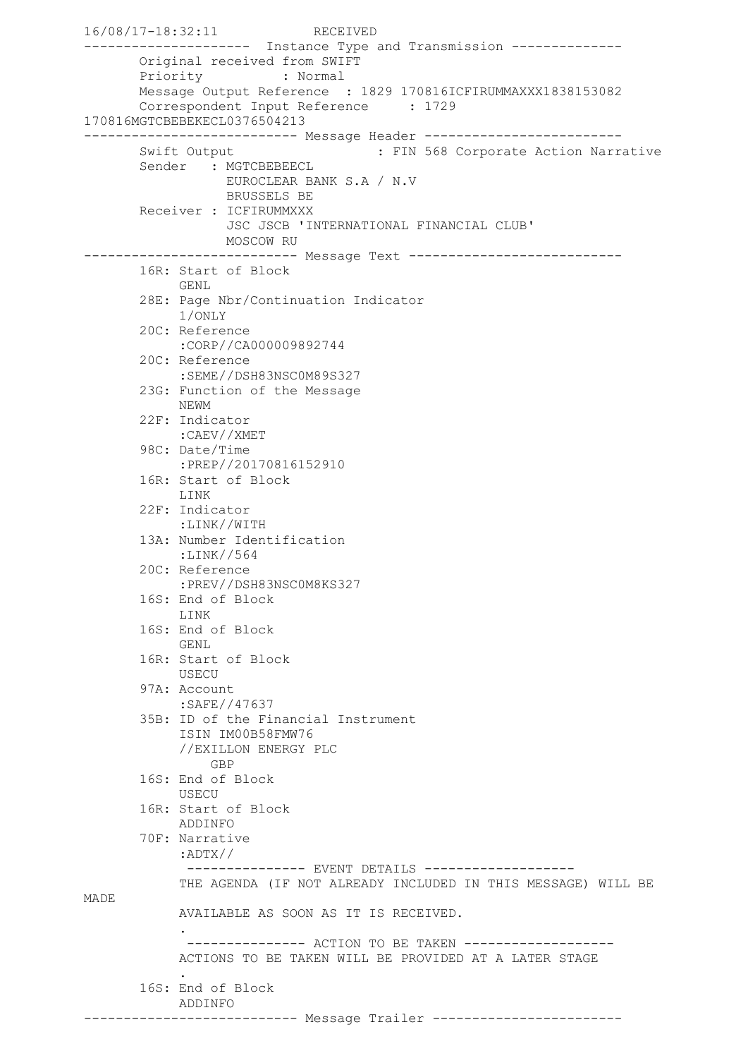```
16/08/17-18:32:11            RECEIVED
---------------------  Instance Type and Transmission --------------
       Original received from SWIFT
       Priority          : Normal
       Message Output Reference  : 1829 170816ICFIRUMMAXXX1838153082
       Correspondent Input Reference     : 1729
170816MGTCBEBEKECL0376504213
--------------------------- Message Header -------------------------
       Swift Output                   : FIN 568 Corporate Action Narrative
       Sender   : MGTCBEBEECL
                  EUROCLEAR BANK S.A / N.V
                  BRUSSELS BE
       Receiver : ICFIRUMMXXX
                  JSC JSCB 'INTERNATIONAL FINANCIAL CLUB'
                  MOSCOW RU
--------------------------- Message Text ---------------------------
       16R: Start of Block
            GENL
       28E: Page Nbr/Continuation Indicator
            1/ONLY
       20C: Reference
            :CORP//CA000009892744
       20C: Reference
            :SEME//DSH83NSC0M89S327
       23G: Function of the Message
            NEWM
       22F: Indicator
            :CAEV//XMET
       98C: Date/Time
            :PREP//20170816152910
       16R: Start of Block
            LINK
       22F: Indicator
            :LINK//WITH
       13A: Number Identification
            :LINK//564
       20C: Reference
            :PREV//DSH83NSC0M8KS327
       16S: End of Block
            LINK
       16S: End of Block
            GENL
       16R: Start of Block
            USECU
       97A: Account
            :SAFE//47637
       35B: ID of the Financial Instrument
            ISIN IM00B58FMW76
            //EXILLON ENERGY PLC
                GBP
       16S: End of Block
            USECU
       16R: Start of Block
            ADDINFO
       70F: Narrative
            :ADTX//
             --------------- EVENT DETAILS -------------------
            THE AGENDA (IF NOT ALREADY INCLUDED IN THIS MESSAGE) WILL BE
MADE
            AVAILABLE AS SOON AS IT IS RECEIVED.
            .
             --------------- ACTION TO BE TAKEN -------------------
            ACTIONS TO BE TAKEN WILL BE PROVIDED AT A LATER STAGE
            .
       16S: End of Block
            ADDINFO
--------------------------- Message Trailer ------------------------
```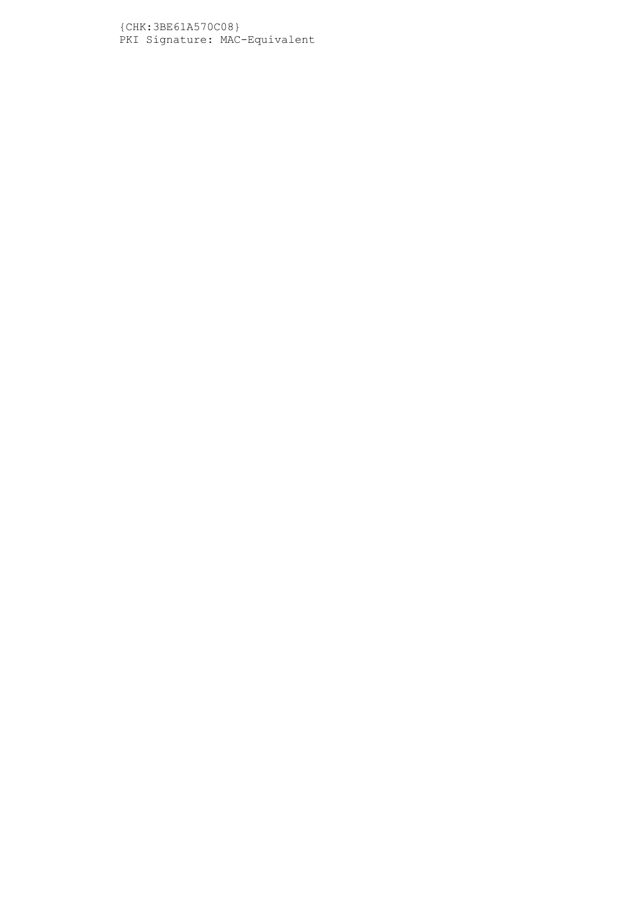{CHK:3BE61A570C08}
PKI Signature: MAC-Equivalent